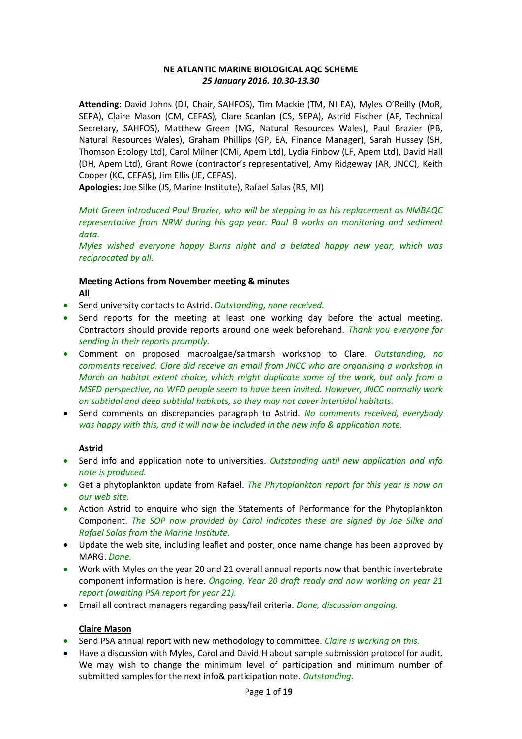**NE ATLANTIC MARINE BIOLOGICAL AQC SCHEME**
***25 January 2016. 10.30-13.30***

**Attending:** David Johns (DJ, Chair, SAHFOS), Tim Mackie (TM, NI EA), Myles O'Reilly (MoR, SEPA), Claire Mason (CM, CEFAS), Clare Scanlan (CS, SEPA), Astrid Fischer (AF, Technical Secretary, SAHFOS), Matthew Green (MG, Natural Resources Wales), Paul Brazier (PB, Natural Resources Wales), Graham Phillips (GP, EA, Finance Manager), Sarah Hussey (SH, Thomson Ecology Ltd), Carol Milner (CMi, Apem Ltd), Lydia Finbow (LF, Apem Ltd), David Hall (DH, Apem Ltd), Grant Rowe (contractor's representative), Amy Ridgeway (AR, JNCC), Keith Cooper (KC, CEFAS), Jim Ellis (JE, CEFAS).
**Apologies:** Joe Silke (JS, Marine Institute), Rafael Salas (RS, MI)

*Matt Green introduced Paul Brazier, who will be stepping in as his replacement as NMBAQC representative from NRW during his gap year. Paul B works on monitoring and sediment data.*
*Myles wished everyone happy Burns night and a belated happy new year, which was reciprocated by all.*

**Meeting Actions from November meeting & minutes**

**<u>All</u>**

- Send university contacts to Astrid. *Outstanding, none received.*
- Send reports for the meeting at least one working day before the actual meeting. Contractors should provide reports around one week beforehand. *Thank you everyone for sending in their reports promptly.*
- Comment on proposed macroalgae/saltmarsh workshop to Clare. *Outstanding, no comments received. Clare did receive an email from JNCC who are organising a workshop in March on habitat extent choice, which might duplicate some of the work, but only from a MSFD perspective, no WFD people seem to have been invited. However, JNCC normally work on subtidal and deep subtidal habitats, so they may not cover intertidal habitats.*
- Send comments on discrepancies paragraph to Astrid. *No comments received, everybody was happy with this, and it will now be included in the new info & application note.*

**<u>Astrid</u>**

- Send info and application note to universities. *Outstanding until new application and info note is produced.*
- Get a phytoplankton update from Rafael. *The Phytoplankton report for this year is now on our web site.*
- Action Astrid to enquire who sign the Statements of Performance for the Phytoplankton Component. *The SOP now provided by Carol indicates these are signed by Joe Silke and Rafael Salas from the Marine Institute.*
- Update the web site, including leaflet and poster, once name change has been approved by MARG. *Done.*
- Work with Myles on the year 20 and 21 overall annual reports now that benthic invertebrate component information is here. *Ongoing. Year 20 draft ready and now working on year 21 report (awaiting PSA report for year 21).*
- Email all contract managers regarding pass/fail criteria. *Done, discussion ongoing.*

**<u>Claire Mason</u>**

- Send PSA annual report with new methodology to committee. *Claire is working on this.*
- Have a discussion with Myles, Carol and David H about sample submission protocol for audit. We may wish to change the minimum level of participation and minimum number of submitted samples for the next info& participation note. *Outstanding.*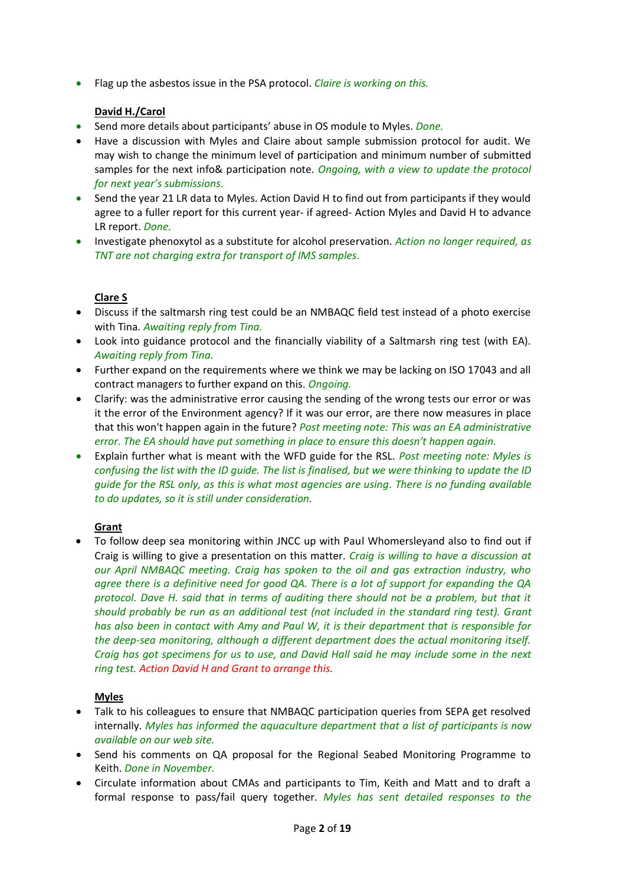- Flag up the asbestos issue in the PSA protocol. *Claire is working on this.*

**David H./Carol**

- Send more details about participants' abuse in OS module to Myles. *Done.*
- Have a discussion with Myles and Claire about sample submission protocol for audit. We may wish to change the minimum level of participation and minimum number of submitted samples for the next info& participation note. *Ongoing, with a view to update the protocol for next year's submissions.*
- Send the year 21 LR data to Myles. Action David H to find out from participants if they would agree to a fuller report for this current year- if agreed- Action Myles and David H to advance LR report. *Done.*
- Investigate phenoxytol as a substitute for alcohol preservation. *Action no longer required, as TNT are not charging extra for transport of IMS samples.*

**Clare S**

- Discuss if the saltmarsh ring test could be an NMBAQC field test instead of a photo exercise with Tina. *Awaiting reply from Tina.*
- Look into guidance protocol and the financially viability of a Saltmarsh ring test (with EA). *Awaiting reply from Tina.*
- Further expand on the requirements where we think we may be lacking on ISO 17043 and all contract managers to further expand on this. *Ongoing.*
- Clarify: was the administrative error causing the sending of the wrong tests our error or was it the error of the Environment agency? If it was our error, are there now measures in place that this won't happen again in the future? *Post meeting note: This was an EA administrative error. The EA should have put something in place to ensure this doesn't happen again.*
- Explain further what is meant with the WFD guide for the RSL. *Post meeting note: Myles is confusing the list with the ID guide. The list is finalised, but we were thinking to update the ID guide for the RSL only, as this is what most agencies are using. There is no funding available to do updates, so it is still under consideration.*

**Grant**

- To follow deep sea monitoring within JNCC up with Paul Whomersleyand also to find out if Craig is willing to give a presentation on this matter. *Craig is willing to have a discussion at our April NMBAQC meeting. Craig has spoken to the oil and gas extraction industry, who agree there is a definitive need for good QA. There is a lot of support for expanding the QA protocol. Dave H. said that in terms of auditing there should not be a problem, but that it should probably be run as an additional test (not included in the standard ring test). Grant has also been in contact with Amy and Paul W, it is their department that is responsible for the deep-sea monitoring, although a different department does the actual monitoring itself. Craig has got specimens for us to use, and David Hall said he may include some in the next ring test. Action David H and Grant to arrange this.*

**Myles**

- Talk to his colleagues to ensure that NMBAQC participation queries from SEPA get resolved internally. *Myles has informed the aquaculture department that a list of participants is now available on our web site.*
- Send his comments on QA proposal for the Regional Seabed Monitoring Programme to Keith. *Done in November.*
- Circulate information about CMAs and participants to Tim, Keith and Matt and to draft a formal response to pass/fail query together. *Myles has sent detailed responses to the*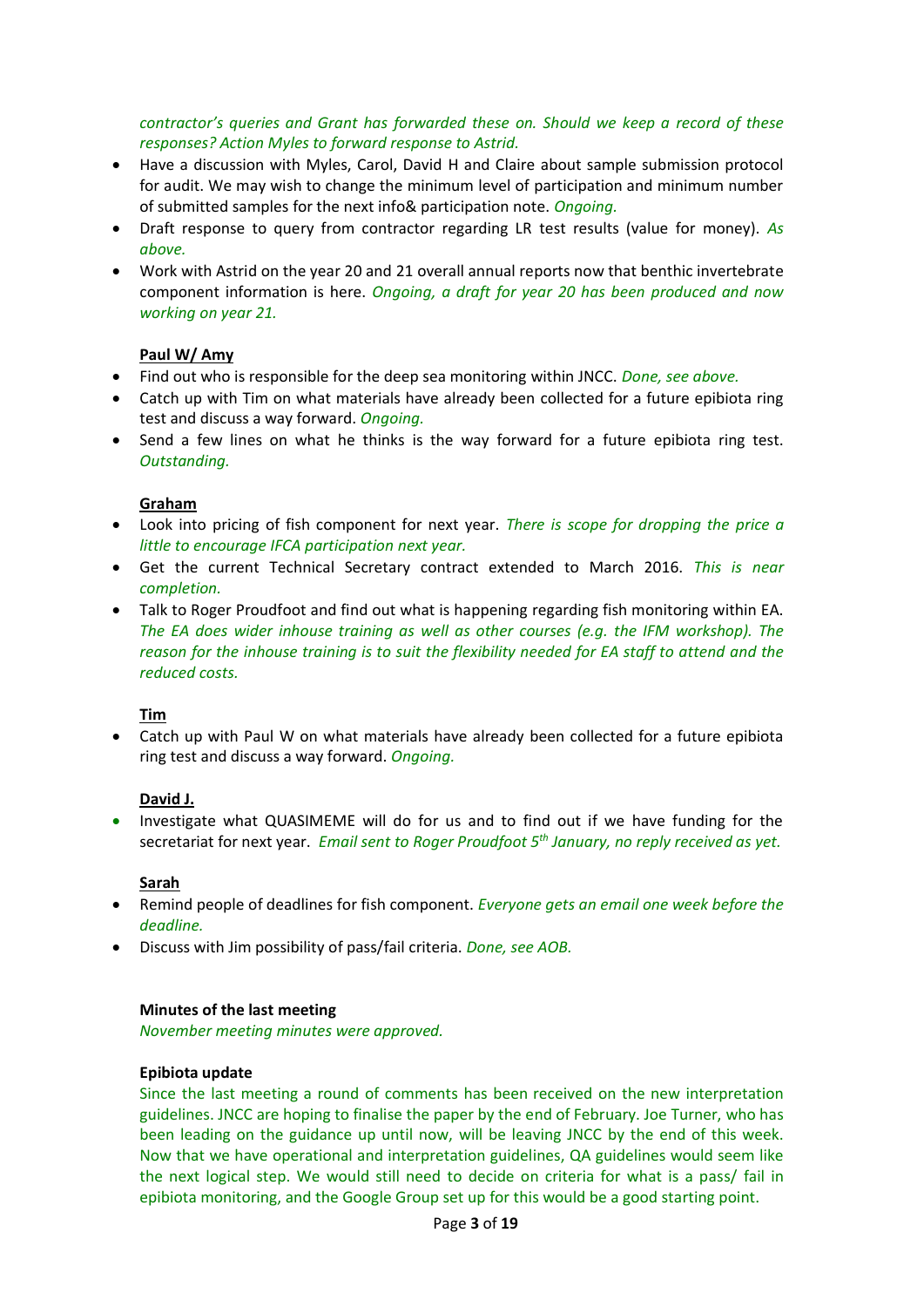*contractor's queries and Grant has forwarded these on. Should we keep a record of these responses? Action Myles to forward response to Astrid.*

- Have a discussion with Myles, Carol, David H and Claire about sample submission protocol for audit. We may wish to change the minimum level of participation and minimum number of submitted samples for the next info& participation note. *Ongoing.*
- Draft response to query from contractor regarding LR test results (value for money). *As above.*
- Work with Astrid on the year 20 and 21 overall annual reports now that benthic invertebrate component information is here. *Ongoing, a draft for year 20 has been produced and now working on year 21.*

**Paul W/ Amy**

- Find out who is responsible for the deep sea monitoring within JNCC. *Done, see above.*
- Catch up with Tim on what materials have already been collected for a future epibiota ring test and discuss a way forward. *Ongoing.*
- Send a few lines on what he thinks is the way forward for a future epibiota ring test. *Outstanding.*

**Graham**

- Look into pricing of fish component for next year. *There is scope for dropping the price a little to encourage IFCA participation next year.*
- Get the current Technical Secretary contract extended to March 2016. *This is near completion.*
- Talk to Roger Proudfoot and find out what is happening regarding fish monitoring within EA. *The EA does wider inhouse training as well as other courses (e.g. the IFM workshop). The reason for the inhouse training is to suit the flexibility needed for EA staff to attend and the reduced costs.*

**Tim**

- Catch up with Paul W on what materials have already been collected for a future epibiota ring test and discuss a way forward. *Ongoing.*

**David J.**

- Investigate what QUASIMEME will do for us and to find out if we have funding for the secretariat for next year. *Email sent to Roger Proudfoot 5th January, no reply received as yet.*

**Sarah**

- Remind people of deadlines for fish component. *Everyone gets an email one week before the deadline.*
- Discuss with Jim possibility of pass/fail criteria. *Done, see AOB.*

**Minutes of the last meeting**

*November meeting minutes were approved.*

**Epibiota update**

Since the last meeting a round of comments has been received on the new interpretation guidelines. JNCC are hoping to finalise the paper by the end of February. Joe Turner, who has been leading on the guidance up until now, will be leaving JNCC by the end of this week. Now that we have operational and interpretation guidelines, QA guidelines would seem like the next logical step. We would still need to decide on criteria for what is a pass/ fail in epibiota monitoring, and the Google Group set up for this would be a good starting point.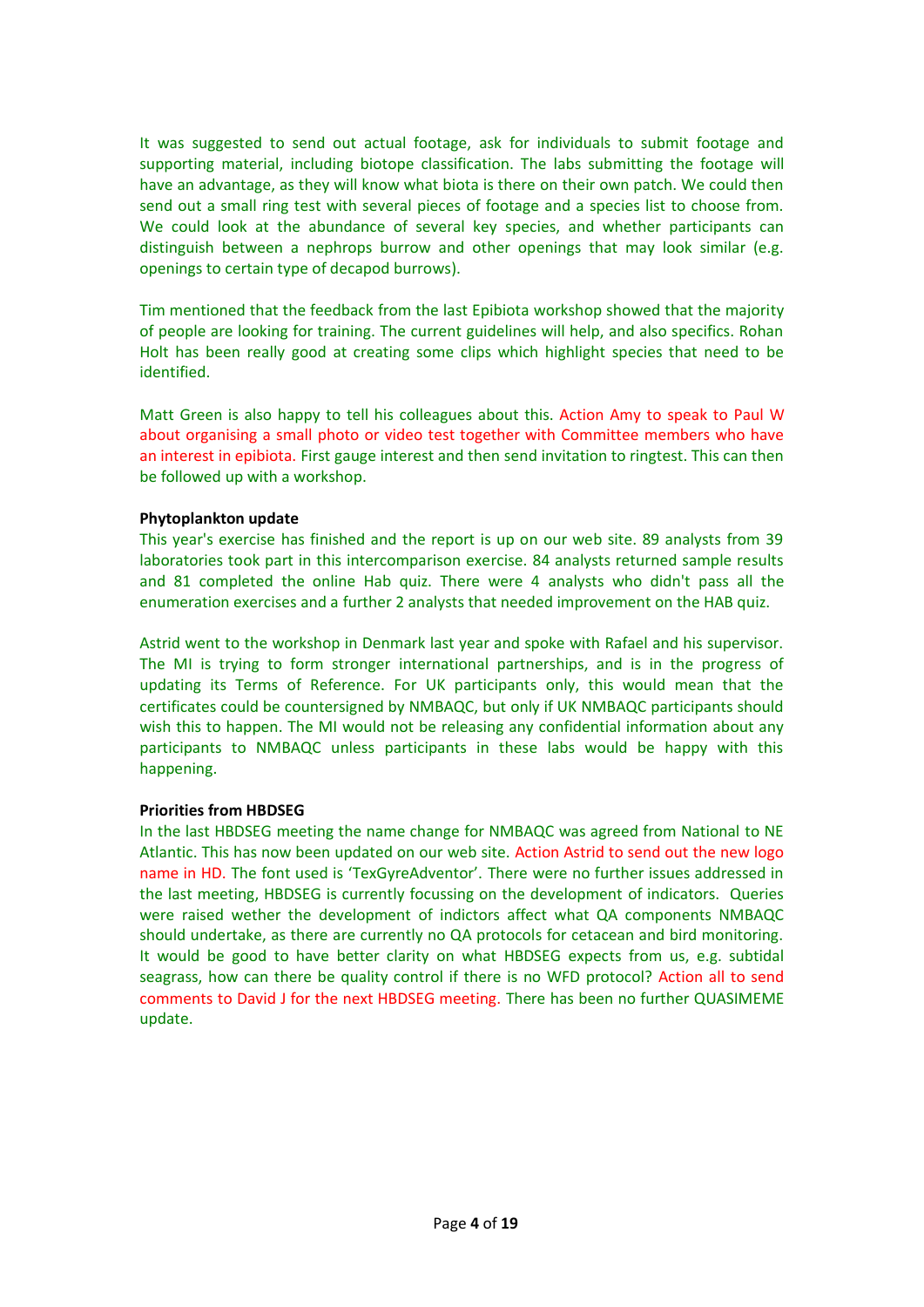It was suggested to send out actual footage, ask for individuals to submit footage and supporting material, including biotope classification. The labs submitting the footage will have an advantage, as they will know what biota is there on their own patch. We could then send out a small ring test with several pieces of footage and a species list to choose from. We could look at the abundance of several key species, and whether participants can distinguish between a nephrops burrow and other openings that may look similar (e.g. openings to certain type of decapod burrows).

Tim mentioned that the feedback from the last Epibiota workshop showed that the majority of people are looking for training. The current guidelines will help, and also specifics. Rohan Holt has been really good at creating some clips which highlight species that need to be identified.

Matt Green is also happy to tell his colleagues about this. Action Amy to speak to Paul W about organising a small photo or video test together with Committee members who have an interest in epibiota. First gauge interest and then send invitation to ringtest. This can then be followed up with a workshop.

**Phytoplankton update**

This year's exercise has finished and the report is up on our web site. 89 analysts from 39 laboratories took part in this intercomparison exercise. 84 analysts returned sample results and 81 completed the online Hab quiz. There were 4 analysts who didn't pass all the enumeration exercises and a further 2 analysts that needed improvement on the HAB quiz.

Astrid went to the workshop in Denmark last year and spoke with Rafael and his supervisor. The MI is trying to form stronger international partnerships, and is in the progress of updating its Terms of Reference. For UK participants only, this would mean that the certificates could be countersigned by NMBAQC, but only if UK NMBAQC participants should wish this to happen. The MI would not be releasing any confidential information about any participants to NMBAQC unless participants in these labs would be happy with this happening.

**Priorities from HBDSEG**

In the last HBDSEG meeting the name change for NMBAQC was agreed from National to NE Atlantic. This has now been updated on our web site. Action Astrid to send out the new logo name in HD. The font used is 'TexGyreAdventor'. There were no further issues addressed in the last meeting, HBDSEG is currently focussing on the development of indicators. Queries were raised wether the development of indictors affect what QA components NMBAQC should undertake, as there are currently no QA protocols for cetacean and bird monitoring. It would be good to have better clarity on what HBDSEG expects from us, e.g. subtidal seagrass, how can there be quality control if there is no WFD protocol? Action all to send comments to David J for the next HBDSEG meeting. There has been no further QUASIMEME update.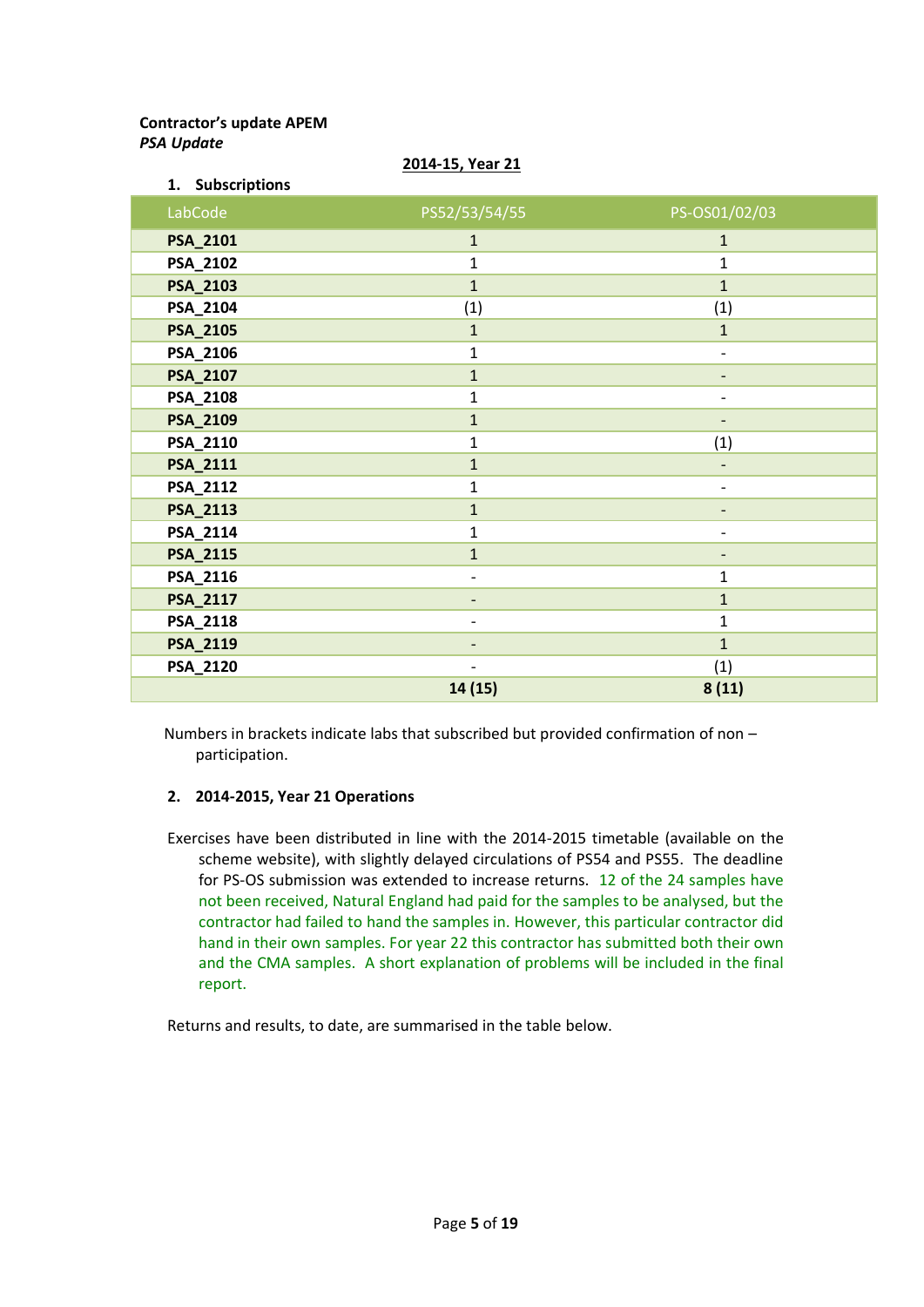**Contractor's update APEM**
*PSA Update*

**2014-15, Year 21**

1. **Subscriptions**

| LabCode | PS52/53/54/55 | PS-OS01/02/03 |
|---|---|---|
| **PSA_2101** | 1 | 1 |
| **PSA_2102** | 1 | 1 |
| **PSA_2103** | 1 | 1 |
| **PSA_2104** | (1) | (1) |
| **PSA_2105** | 1 | 1 |
| **PSA_2106** | 1 | - |
| **PSA_2107** | 1 | - |
| **PSA_2108** | 1 | - |
| **PSA_2109** | 1 | - |
| **PSA_2110** | 1 | (1) |
| **PSA_2111** | 1 | - |
| **PSA_2112** | 1 | - |
| **PSA_2113** | 1 | - |
| **PSA_2114** | 1 | - |
| **PSA_2115** | 1 | - |
| **PSA_2116** | - | 1 |
| **PSA_2117** | - | 1 |
| **PSA_2118** | - | 1 |
| **PSA_2119** | - | 1 |
| **PSA_2120** | - | (1) |
| | **14 (15)** | **8 (11)** |

Numbers in brackets indicate labs that subscribed but provided confirmation of non – participation.

2. **2014-2015, Year 21 Operations**

Exercises have been distributed in line with the 2014-2015 timetable (available on the scheme website), with slightly delayed circulations of PS54 and PS55. The deadline for PS-OS submission was extended to increase returns. 12 of the 24 samples have not been received, Natural England had paid for the samples to be analysed, but the contractor had failed to hand the samples in. However, this particular contractor did hand in their own samples. For year 22 this contractor has submitted both their own and the CMA samples. A short explanation of problems will be included in the final report.

Returns and results, to date, are summarised in the table below.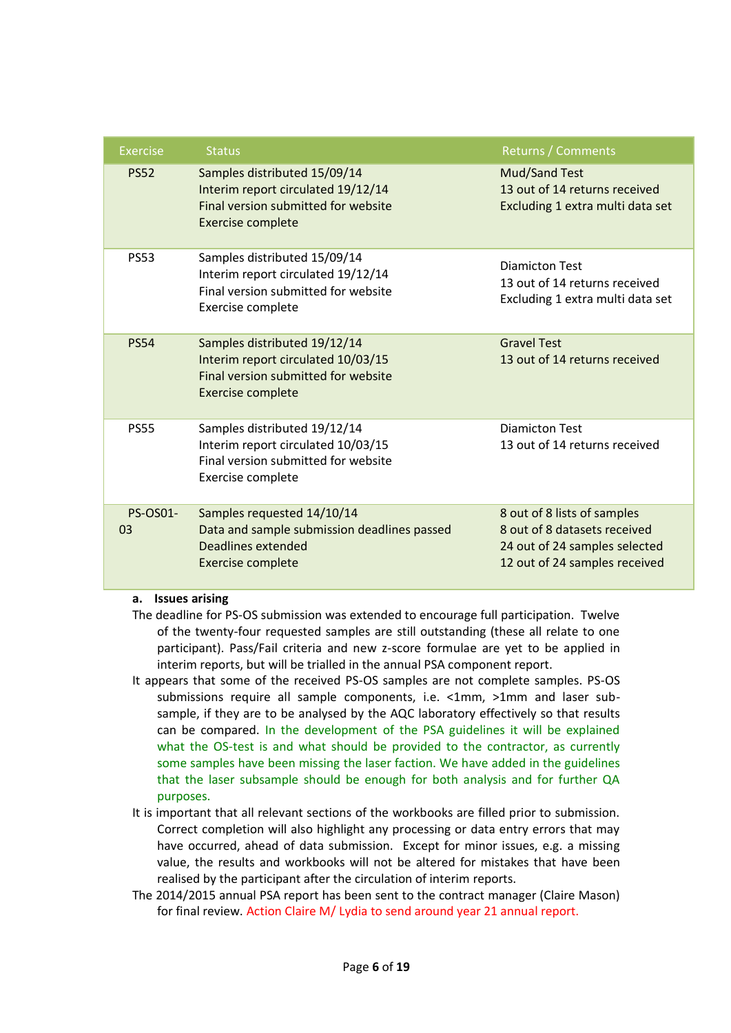| Exercise | Status | Returns / Comments |
|---|---|---|
| PS52 | Samples distributed 15/09/14<br>Interim report circulated 19/12/14<br>Final version submitted for website<br>Exercise complete | Mud/Sand Test<br>13 out of 14 returns received<br>Excluding 1 extra multi data set |
| PS53 | Samples distributed 15/09/14<br>Interim report circulated 19/12/14<br>Final version submitted for website<br>Exercise complete | Diamicton Test<br>13 out of 14 returns received<br>Excluding 1 extra multi data set |
| PS54 | Samples distributed 19/12/14<br>Interim report circulated 10/03/15<br>Final version submitted for website<br>Exercise complete | Gravel Test<br>13 out of 14 returns received |
| PS55 | Samples distributed 19/12/14<br>Interim report circulated 10/03/15<br>Final version submitted for website<br>Exercise complete | Diamicton Test<br>13 out of 14 returns received |
| PS-OS01-03 | Samples requested 14/10/14<br>Data and sample submission deadlines passed<br>Deadlines extended<br>Exercise complete | 8 out of 8 lists of samples<br>8 out of 8 datasets received<br>24 out of 24 samples selected<br>12 out of 24 samples received |

**a. Issues arising**

The deadline for PS-OS submission was extended to encourage full participation. Twelve of the twenty-four requested samples are still outstanding (these all relate to one participant). Pass/Fail criteria and new z-score formulae are yet to be applied in interim reports, but will be trialled in the annual PSA component report.

It appears that some of the received PS-OS samples are not complete samples. PS-OS submissions require all sample components, i.e. <1mm, >1mm and laser sub-sample, if they are to be analysed by the AQC laboratory effectively so that results can be compared. In the development of the PSA guidelines it will be explained what the OS-test is and what should be provided to the contractor, as currently some samples have been missing the laser faction. We have added in the guidelines that the laser subsample should be enough for both analysis and for further QA purposes.

It is important that all relevant sections of the workbooks are filled prior to submission. Correct completion will also highlight any processing or data entry errors that may have occurred, ahead of data submission. Except for minor issues, e.g. a missing value, the results and workbooks will not be altered for mistakes that have been realised by the participant after the circulation of interim reports.

The 2014/2015 annual PSA report has been sent to the contract manager (Claire Mason) for final review. Action Claire M/ Lydia to send around year 21 annual report.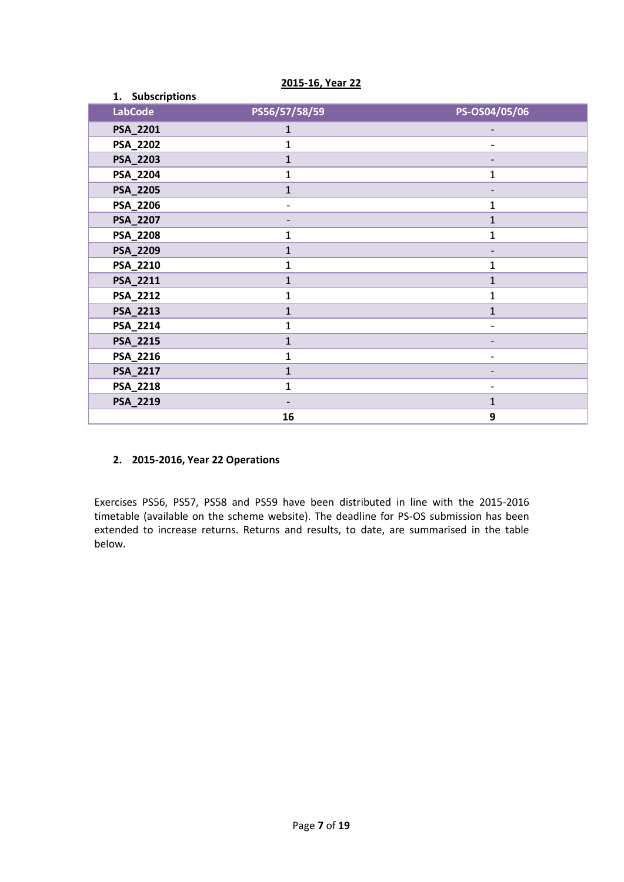**2015-16, Year 22**

**1. Subscriptions**

| LabCode | PS56/57/58/59 | PS-OS04/05/06 |
|---|---|---|
| **PSA_2201** | 1 | - |
| **PSA_2202** | 1 | - |
| **PSA_2203** | 1 | - |
| **PSA_2204** | 1 | 1 |
| **PSA_2205** | 1 | - |
| **PSA_2206** | - | 1 |
| **PSA_2207** | - | 1 |
| **PSA_2208** | 1 | 1 |
| **PSA_2209** | 1 | - |
| **PSA_2210** | 1 | 1 |
| **PSA_2211** | 1 | 1 |
| **PSA_2212** | 1 | 1 |
| **PSA_2213** | 1 | 1 |
| **PSA_2214** | 1 | - |
| **PSA_2215** | 1 | - |
| **PSA_2216** | 1 | - |
| **PSA_2217** | 1 | - |
| **PSA_2218** | 1 | - |
| **PSA_2219** | - | 1 |
| | **16** | **9** |

**2. 2015-2016, Year 22 Operations**

Exercises PS56, PS57, PS58 and PS59 have been distributed in line with the 2015-2016 timetable (available on the scheme website). The deadline for PS-OS submission has been extended to increase returns. Returns and results, to date, are summarised in the table below.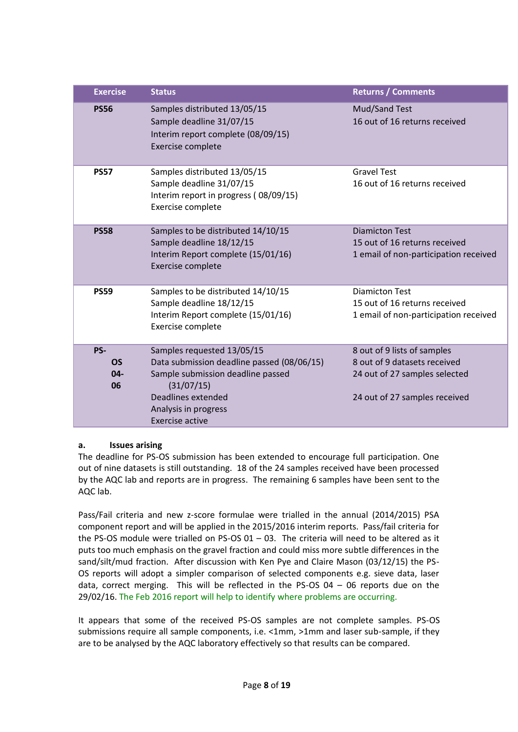| Exercise | Status | Returns / Comments |
|---|---|---|
| **PS56** | Samples distributed 13/05/15<br>Sample deadline 31/07/15<br>Interim report complete (08/09/15)<br>Exercise complete | Mud/Sand Test<br>16 out of 16 returns received |
| **PS57** | Samples distributed 13/05/15<br>Sample deadline 31/07/15<br>Interim report in progress ( 08/09/15)<br>Exercise complete | Gravel Test<br>16 out of 16 returns received |
| **PS58** | Samples to be distributed 14/10/15<br>Sample deadline 18/12/15<br>Interim Report complete (15/01/16)<br>Exercise complete | Diamicton Test<br>15 out of 16 returns received<br>1 email of non-participation received |
| **PS59** | Samples to be distributed 14/10/15<br>Sample deadline 18/12/15<br>Interim Report complete (15/01/16)<br>Exercise complete | Diamicton Test<br>15 out of 16 returns received<br>1 email of non-participation received |
| **PS-OS 04-06** | Samples requested 13/05/15<br>Data submission deadline passed (08/06/15)<br>Sample submission deadline passed (31/07/15)<br>Deadlines extended<br>Analysis in progress<br>Exercise active | 8 out of 9 lists of samples<br>8 out of 9 datasets received<br>24 out of 27 samples selected<br><br>24 out of 27 samples received |

**a. Issues arising**

The deadline for PS-OS submission has been extended to encourage full participation. One out of nine datasets is still outstanding. 18 of the 24 samples received have been processed by the AQC lab and reports are in progress. The remaining 6 samples have been sent to the AQC lab.

Pass/Fail criteria and new z-score formulae were trialled in the annual (2014/2015) PSA component report and will be applied in the 2015/2016 interim reports. Pass/fail criteria for the PS-OS module were trialled on PS-OS 01 – 03. The criteria will need to be altered as it puts too much emphasis on the gravel fraction and could miss more subtle differences in the sand/silt/mud fraction. After discussion with Ken Pye and Claire Mason (03/12/15) the PS-OS reports will adopt a simpler comparison of selected components e.g. sieve data, laser data, correct merging. This will be reflected in the PS-OS 04 – 06 reports due on the 29/02/16. The Feb 2016 report will help to identify where problems are occurring.

It appears that some of the received PS-OS samples are not complete samples. PS-OS submissions require all sample components, i.e. <1mm, >1mm and laser sub-sample, if they are to be analysed by the AQC laboratory effectively so that results can be compared.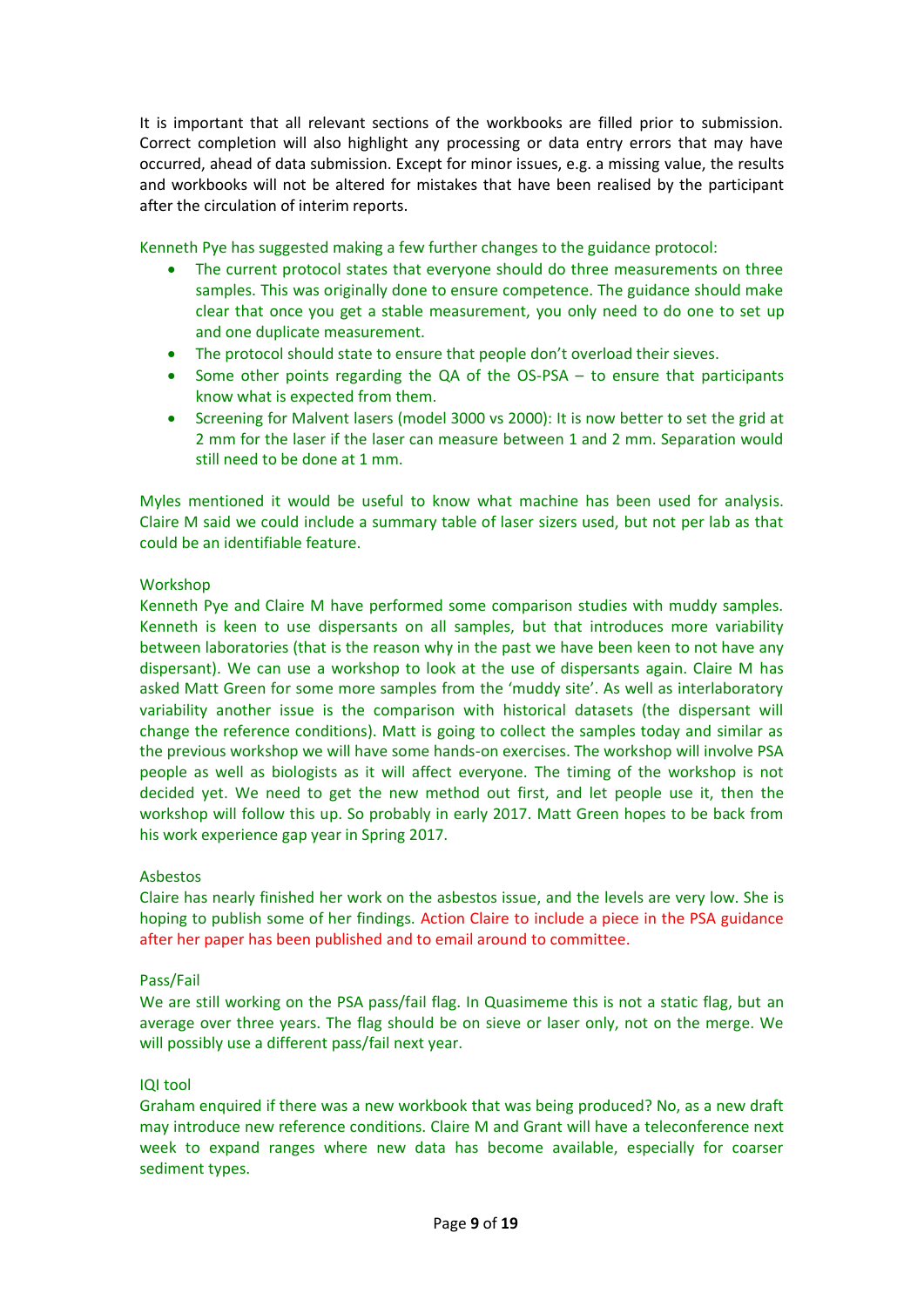It is important that all relevant sections of the workbooks are filled prior to submission. Correct completion will also highlight any processing or data entry errors that may have occurred, ahead of data submission. Except for minor issues, e.g. a missing value, the results and workbooks will not be altered for mistakes that have been realised by the participant after the circulation of interim reports.

Kenneth Pye has suggested making a few further changes to the guidance protocol:

- The current protocol states that everyone should do three measurements on three samples. This was originally done to ensure competence. The guidance should make clear that once you get a stable measurement, you only need to do one to set up and one duplicate measurement.
- The protocol should state to ensure that people don't overload their sieves.
- Some other points regarding the QA of the OS-PSA – to ensure that participants know what is expected from them.
- Screening for Malvent lasers (model 3000 vs 2000): It is now better to set the grid at 2 mm for the laser if the laser can measure between 1 and 2 mm. Separation would still need to be done at 1 mm.

Myles mentioned it would be useful to know what machine has been used for analysis. Claire M said we could include a summary table of laser sizers used, but not per lab as that could be an identifiable feature.

Workshop

Kenneth Pye and Claire M have performed some comparison studies with muddy samples. Kenneth is keen to use dispersants on all samples, but that introduces more variability between laboratories (that is the reason why in the past we have been keen to not have any dispersant). We can use a workshop to look at the use of dispersants again. Claire M has asked Matt Green for some more samples from the 'muddy site'. As well as interlaboratory variability another issue is the comparison with historical datasets (the dispersant will change the reference conditions). Matt is going to collect the samples today and similar as the previous workshop we will have some hands-on exercises. The workshop will involve PSA people as well as biologists as it will affect everyone. The timing of the workshop is not decided yet. We need to get the new method out first, and let people use it, then the workshop will follow this up. So probably in early 2017. Matt Green hopes to be back from his work experience gap year in Spring 2017.

Asbestos

Claire has nearly finished her work on the asbestos issue, and the levels are very low. She is hoping to publish some of her findings. Action Claire to include a piece in the PSA guidance after her paper has been published and to email around to committee.

Pass/Fail

We are still working on the PSA pass/fail flag. In Quasimeme this is not a static flag, but an average over three years. The flag should be on sieve or laser only, not on the merge. We will possibly use a different pass/fail next year.

IQI tool

Graham enquired if there was a new workbook that was being produced? No, as a new draft may introduce new reference conditions. Claire M and Grant will have a teleconference next week to expand ranges where new data has become available, especially for coarser sediment types.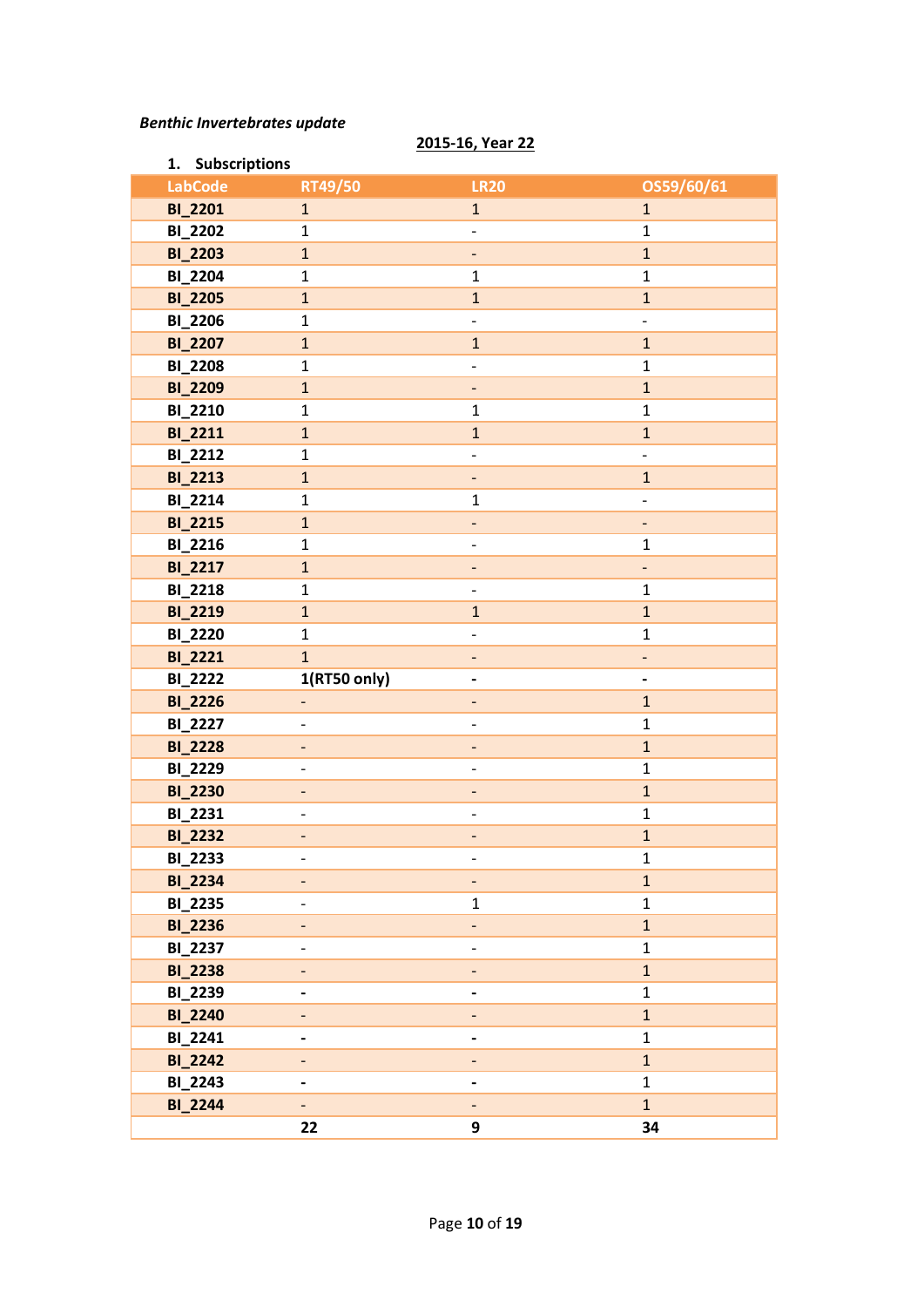*Benthic Invertebrates update*

**2015-16, Year 22**

1. **Subscriptions**

| LabCode | RT49/50 | LR20 | OS59/60/61 |
|---|---|---|---|
| BI_2201 | 1 | 1 | 1 |
| BI_2202 | 1 | - | 1 |
| BI_2203 | 1 | - | 1 |
| BI_2204 | 1 | 1 | 1 |
| BI_2205 | 1 | 1 | 1 |
| BI_2206 | 1 | - | - |
| BI_2207 | 1 | 1 | 1 |
| BI_2208 | 1 | - | 1 |
| BI_2209 | 1 | - | 1 |
| BI_2210 | 1 | 1 | 1 |
| BI_2211 | 1 | 1 | 1 |
| BI_2212 | 1 | - | - |
| BI_2213 | 1 | - | 1 |
| BI_2214 | 1 | 1 | - |
| BI_2215 | 1 | - | - |
| BI_2216 | 1 | - | 1 |
| BI_2217 | 1 | - | - |
| BI_2218 | 1 | - | 1 |
| BI_2219 | 1 | 1 | 1 |
| BI_2220 | 1 | - | 1 |
| BI_2221 | 1 | - | - |
| BI_2222 | **1(RT50 only)** | - | - |
| BI_2226 | - | - | 1 |
| BI_2227 | - | - | 1 |
| BI_2228 | - | - | 1 |
| BI_2229 | - | - | 1 |
| BI_2230 | - | - | 1 |
| BI_2231 | - | - | 1 |
| BI_2232 | - | - | 1 |
| BI_2233 | - | - | 1 |
| BI_2234 | - | - | 1 |
| BI_2235 | - | 1 | 1 |
| BI_2236 | - | - | 1 |
| BI_2237 | - | - | 1 |
| BI_2238 | - | - | 1 |
| BI_2239 | - | - | 1 |
| BI_2240 | - | - | 1 |
| BI_2241 | - | - | 1 |
| BI_2242 | - | - | 1 |
| BI_2243 | - | - | 1 |
| BI_2244 | - | - | 1 |
| | **22** | **9** | **34** |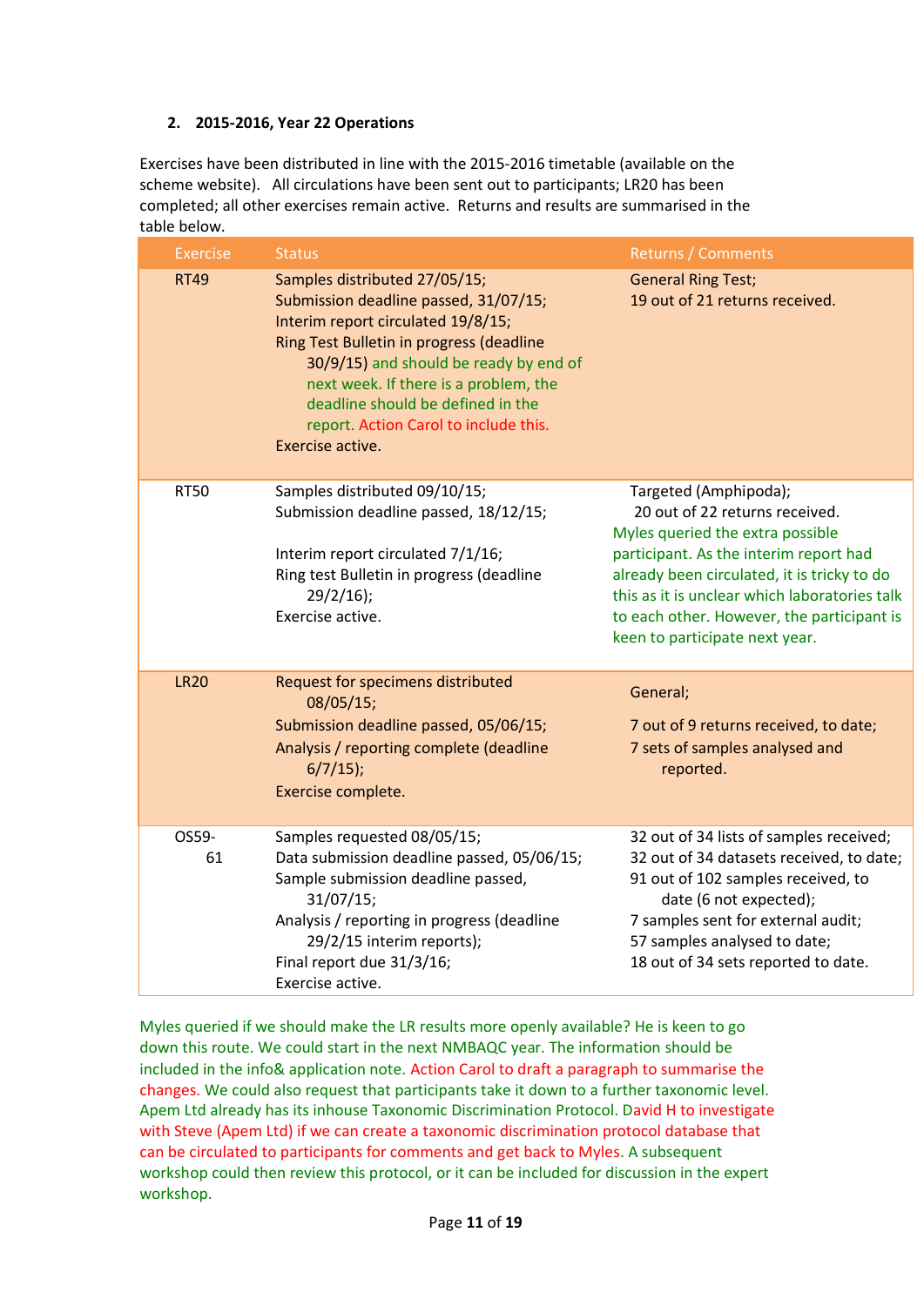**2. 2015-2016, Year 22 Operations**

Exercises have been distributed in line with the 2015-2016 timetable (available on the scheme website). All circulations have been sent out to participants; LR20 has been completed; all other exercises remain active. Returns and results are summarised in the table below.

| Exercise | Status | Returns / Comments |
|---|---|---|
| RT49 | Samples distributed 27/05/15; Submission deadline passed, 31/07/15; Interim report circulated 19/8/15; Ring Test Bulletin in progress (deadline 30/9/15) and should be ready by end of next week. If there is a problem, the deadline should be defined in the report. Action Carol to include this. Exercise active. | General Ring Test; 19 out of 21 returns received. |
| RT50 | Samples distributed 09/10/15; Submission deadline passed, 18/12/15; Interim report circulated 7/1/16; Ring test Bulletin in progress (deadline 29/2/16); Exercise active. | Targeted (Amphipoda); 20 out of 22 returns received. Myles queried the extra possible participant. As the interim report had already been circulated, it is tricky to do this as it is unclear which laboratories talk to each other. However, the participant is keen to participate next year. |
| LR20 | Request for specimens distributed 08/05/15; Submission deadline passed, 05/06/15; Analysis / reporting complete (deadline 6/7/15); Exercise complete. | General; 7 out of 9 returns received, to date; 7 sets of samples analysed and reported. |
| OS59-61 | Samples requested 08/05/15; Data submission deadline passed, 05/06/15; Sample submission deadline passed, 31/07/15; Analysis / reporting in progress (deadline 29/2/15 interim reports); Final report due 31/3/16; Exercise active. | 32 out of 34 lists of samples received; 32 out of 34 datasets received, to date; 91 out of 102 samples received, to date (6 not expected); 7 samples sent for external audit; 57 samples analysed to date; 18 out of 34 sets reported to date. |

Myles queried if we should make the LR results more openly available? He is keen to go down this route. We could start in the next NMBAQC year. The information should be included in the info& application note. Action Carol to draft a paragraph to summarise the changes. We could also request that participants take it down to a further taxonomic level. Apem Ltd already has its inhouse Taxonomic Discrimination Protocol. David H to investigate with Steve (Apem Ltd) if we can create a taxonomic discrimination protocol database that can be circulated to participants for comments and get back to Myles. A subsequent workshop could then review this protocol, or it can be included for discussion in the expert workshop.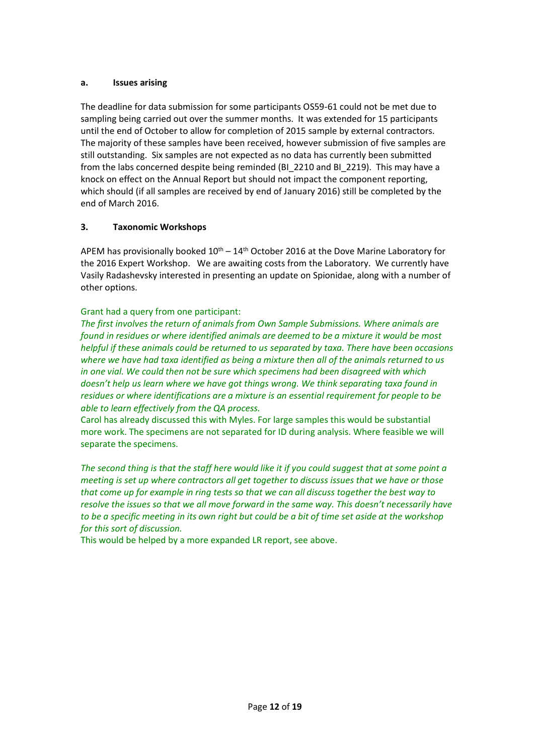**a. Issues arising**

The deadline for data submission for some participants OS59-61 could not be met due to sampling being carried out over the summer months. It was extended for 15 participants until the end of October to allow for completion of 2015 sample by external contractors. The majority of these samples have been received, however submission of five samples are still outstanding. Six samples are not expected as no data has currently been submitted from the labs concerned despite being reminded (BI_2210 and BI_2219). This may have a knock on effect on the Annual Report but should not impact the component reporting, which should (if all samples are received by end of January 2016) still be completed by the end of March 2016.

**3. Taxonomic Workshops**

APEM has provisionally booked 10th – 14th October 2016 at the Dove Marine Laboratory for the 2016 Expert Workshop. We are awaiting costs from the Laboratory. We currently have Vasily Radashevsky interested in presenting an update on Spionidae, along with a number of other options.

Grant had a query from one participant:
*The first involves the return of animals from Own Sample Submissions. Where animals are found in residues or where identified animals are deemed to be a mixture it would be most helpful if these animals could be returned to us separated by taxa. There have been occasions where we have had taxa identified as being a mixture then all of the animals returned to us in one vial. We could then not be sure which specimens had been disagreed with which doesn't help us learn where we have got things wrong. We think separating taxa found in residues or where identifications are a mixture is an essential requirement for people to be able to learn effectively from the QA process.*
Carol has already discussed this with Myles. For large samples this would be substantial more work. The specimens are not separated for ID during analysis. Where feasible we will separate the specimens.

*The second thing is that the staff here would like it if you could suggest that at some point a meeting is set up where contractors all get together to discuss issues that we have or those that come up for example in ring tests so that we can all discuss together the best way to resolve the issues so that we all move forward in the same way. This doesn't necessarily have to be a specific meeting in its own right but could be a bit of time set aside at the workshop for this sort of discussion.*
This would be helped by a more expanded LR report, see above.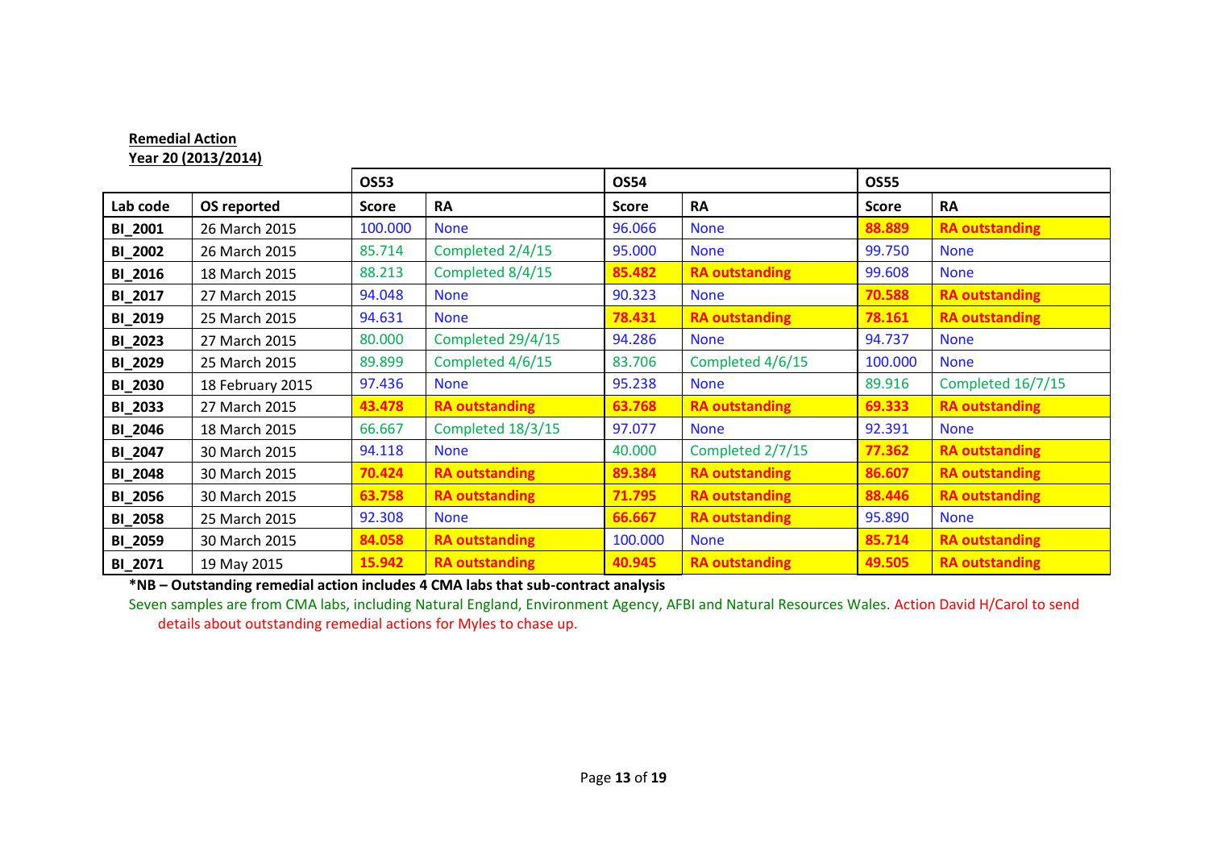**Remedial Action**
**Year 20 (2013/2014)**

| | | OS53 | | OS54 | | OS55 | |
|---|---|---|---|---|---|---|---|
| **Lab code** | **OS reported** | **Score** | **RA** | **Score** | **RA** | **Score** | **RA** |
| **BI_2001** | 26 March 2015 | 100.000 | None | 96.066 | None | **88.889** | **RA outstanding** |
| **BI_2002** | 26 March 2015 | 85.714 | Completed 2/4/15 | 95.000 | None | 99.750 | None |
| **BI_2016** | 18 March 2015 | 88.213 | Completed 8/4/15 | **85.482** | **RA outstanding** | 99.608 | None |
| **BI_2017** | 27 March 2015 | 94.048 | None | 90.323 | None | **70.588** | **RA outstanding** |
| **BI_2019** | 25 March 2015 | 94.631 | None | **78.431** | **RA outstanding** | **78.161** | **RA outstanding** |
| **BI_2023** | 27 March 2015 | 80.000 | Completed 29/4/15 | 94.286 | None | 94.737 | None |
| **BI_2029** | 25 March 2015 | 89.899 | Completed 4/6/15 | 83.706 | Completed 4/6/15 | 100.000 | None |
| **BI_2030** | 18 February 2015 | 97.436 | None | 95.238 | None | 89.916 | Completed 16/7/15 |
| **BI_2033** | 27 March 2015 | **43.478** | **RA outstanding** | **63.768** | **RA outstanding** | **69.333** | **RA outstanding** |
| **BI_2046** | 18 March 2015 | 66.667 | Completed 18/3/15 | 97.077 | None | 92.391 | None |
| **BI_2047** | 30 March 2015 | 94.118 | None | 40.000 | Completed 2/7/15 | **77.362** | **RA outstanding** |
| **BI_2048** | 30 March 2015 | **70.424** | **RA outstanding** | **89.384** | **RA outstanding** | **86.607** | **RA outstanding** |
| **BI_2056** | 30 March 2015 | **63.758** | **RA outstanding** | **71.795** | **RA outstanding** | **88.446** | **RA outstanding** |
| **BI_2058** | 25 March 2015 | 92.308 | None | **66.667** | **RA outstanding** | 95.890 | None |
| **BI_2059** | 30 March 2015 | **84.058** | **RA outstanding** | 100.000 | None | **85.714** | **RA outstanding** |
| **BI_2071** | 19 May 2015 | **15.942** | **RA outstanding** | **40.945** | **RA outstanding** | **49.505** | **RA outstanding** |

***NB – Outstanding remedial action includes 4 CMA labs that sub-contract analysis**

Seven samples are from CMA labs, including Natural England, Environment Agency, AFBI and Natural Resources Wales. Action David H/Carol to send details about outstanding remedial actions for Myles to chase up.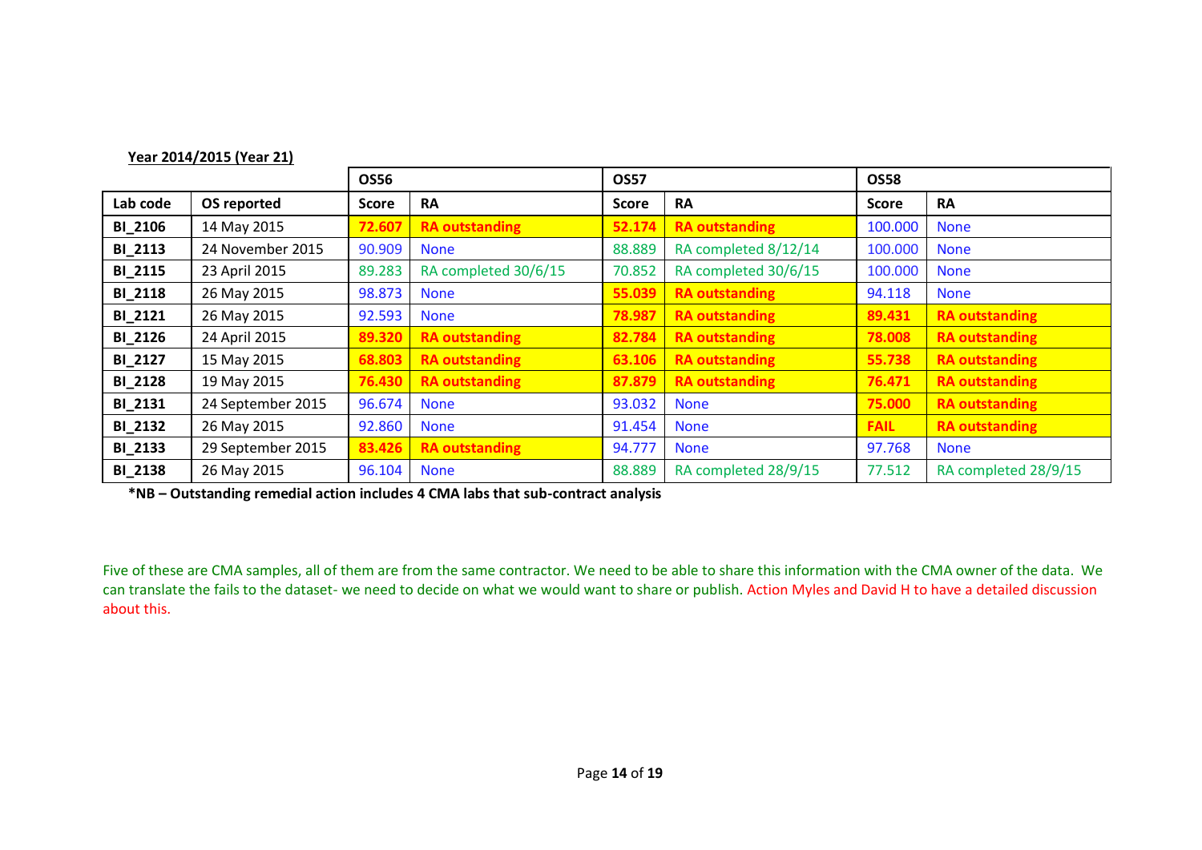**Year 2014/2015 (Year 21)**

| | | OS56 | | OS57 | | OS58 | |
|---|---|---|---|---|---|---|---|
| **Lab code** | **OS reported** | **Score** | **RA** | **Score** | **RA** | **Score** | **RA** |
| **BI_2106** | 14 May 2015 | **72.607** | **RA outstanding** | **52.174** | **RA outstanding** | 100.000 | None |
| **BI_2113** | 24 November 2015 | 90.909 | None | 88.889 | RA completed 8/12/14 | 100.000 | None |
| **BI_2115** | 23 April 2015 | 89.283 | RA completed 30/6/15 | 70.852 | RA completed 30/6/15 | 100.000 | None |
| **BI_2118** | 26 May 2015 | 98.873 | None | **55.039** | **RA outstanding** | 94.118 | None |
| **BI_2121** | 26 May 2015 | 92.593 | None | **78.987** | **RA outstanding** | **89.431** | **RA outstanding** |
| **BI_2126** | 24 April 2015 | **89.320** | **RA outstanding** | **82.784** | **RA outstanding** | **78.008** | **RA outstanding** |
| **BI_2127** | 15 May 2015 | **68.803** | **RA outstanding** | **63.106** | **RA outstanding** | **55.738** | **RA outstanding** |
| **BI_2128** | 19 May 2015 | **76.430** | **RA outstanding** | **87.879** | **RA outstanding** | **76.471** | **RA outstanding** |
| **BI_2131** | 24 September 2015 | 96.674 | None | 93.032 | None | **75.000** | **RA outstanding** |
| **BI_2132** | 26 May 2015 | 92.860 | None | 91.454 | None | **FAIL** | **RA outstanding** |
| **BI_2133** | 29 September 2015 | **83.426** | **RA outstanding** | 94.777 | None | 97.768 | None |
| **BI_2138** | 26 May 2015 | 96.104 | None | 88.889 | RA completed 28/9/15 | 77.512 | RA completed 28/9/15 |

**\*NB – Outstanding remedial action includes 4 CMA labs that sub-contract analysis**

Five of these are CMA samples, all of them are from the same contractor. We need to be able to share this information with the CMA owner of the data. We can translate the fails to the dataset- we need to decide on what we would want to share or publish. Action Myles and David H to have a detailed discussion about this.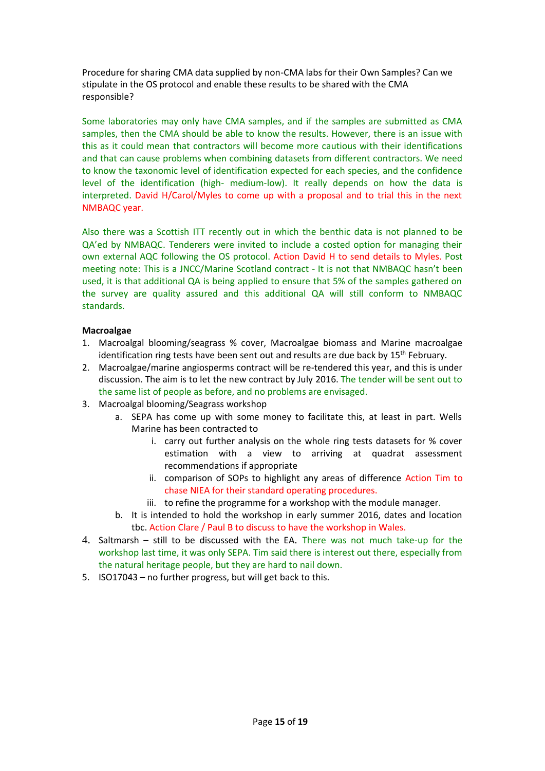Procedure for sharing CMA data supplied by non-CMA labs for their Own Samples? Can we stipulate in the OS protocol and enable these results to be shared with the CMA responsible?

Some laboratories may only have CMA samples, and if the samples are submitted as CMA samples, then the CMA should be able to know the results. However, there is an issue with this as it could mean that contractors will become more cautious with their identifications and that can cause problems when combining datasets from different contractors. We need to know the taxonomic level of identification expected for each species, and the confidence level of the identification (high- medium-low). It really depends on how the data is interpreted. David H/Carol/Myles to come up with a proposal and to trial this in the next NMBAQC year.

Also there was a Scottish ITT recently out in which the benthic data is not planned to be QA'ed by NMBAQC. Tenderers were invited to include a costed option for managing their own external AQC following the OS protocol. Action David H to send details to Myles. Post meeting note: This is a JNCC/Marine Scotland contract - It is not that NMBAQC hasn't been used, it is that additional QA is being applied to ensure that 5% of the samples gathered on the survey are quality assured and this additional QA will still conform to NMBAQC standards.

**Macroalgae**

1. Macroalgal blooming/seagrass % cover, Macroalgae biomass and Marine macroalgae identification ring tests have been sent out and results are due back by 15th February.
2. Macroalgae/marine angiosperms contract will be re-tendered this year, and this is under discussion. The aim is to let the new contract by July 2016. The tender will be sent out to the same list of people as before, and no problems are envisaged.
3. Macroalgal blooming/Seagrass workshop
    a. SEPA has come up with some money to facilitate this, at least in part. Wells Marine has been contracted to
        i. carry out further analysis on the whole ring tests datasets for % cover estimation with a view to arriving at quadrat assessment recommendations if appropriate
        ii. comparison of SOPs to highlight any areas of difference Action Tim to chase NIEA for their standard operating procedures.
        iii. to refine the programme for a workshop with the module manager.
    b. It is intended to hold the workshop in early summer 2016, dates and location tbc. Action Clare / Paul B to discuss to have the workshop in Wales.
4. Saltmarsh – still to be discussed with the EA. There was not much take-up for the workshop last time, it was only SEPA. Tim said there is interest out there, especially from the natural heritage people, but they are hard to nail down.
5. ISO17043 – no further progress, but will get back to this.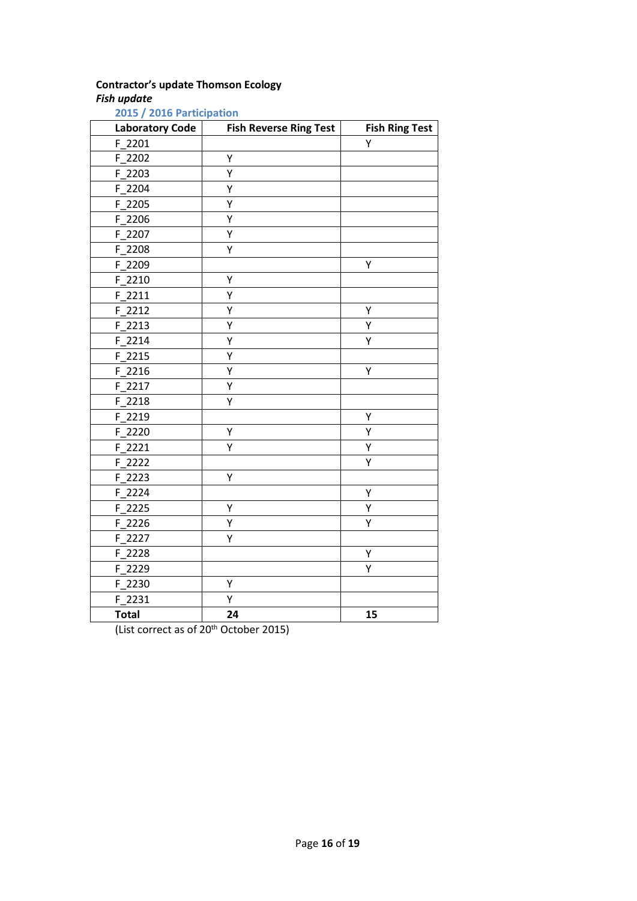**Contractor's update Thomson Ecology**

***Fish update***

### 2015 / 2016 Participation

| Laboratory Code | Fish Reverse Ring Test | Fish Ring Test |
|---|---|---|
| F_2201 | | Y |
| F_2202 | Y | |
| F_2203 | Y | |
| F_2204 | Y | |
| F_2205 | Y | |
| F_2206 | Y | |
| F_2207 | Y | |
| F_2208 | Y | |
| F_2209 | | Y |
| F_2210 | Y | |
| F_2211 | Y | |
| F_2212 | Y | Y |
| F_2213 | Y | Y |
| F_2214 | Y | Y |
| F_2215 | Y | |
| F_2216 | Y | Y |
| F_2217 | Y | |
| F_2218 | Y | |
| F_2219 | | Y |
| F_2220 | Y | Y |
| F_2221 | Y | Y |
| F_2222 | | Y |
| F_2223 | Y | |
| F_2224 | | Y |
| F_2225 | Y | Y |
| F_2226 | Y | Y |
| F_2227 | Y | |
| F_2228 | | Y |
| F_2229 | | Y |
| F_2230 | Y | |
| F_2231 | Y | |
| **Total** | **24** | **15** |

(List correct as of 20th October 2015)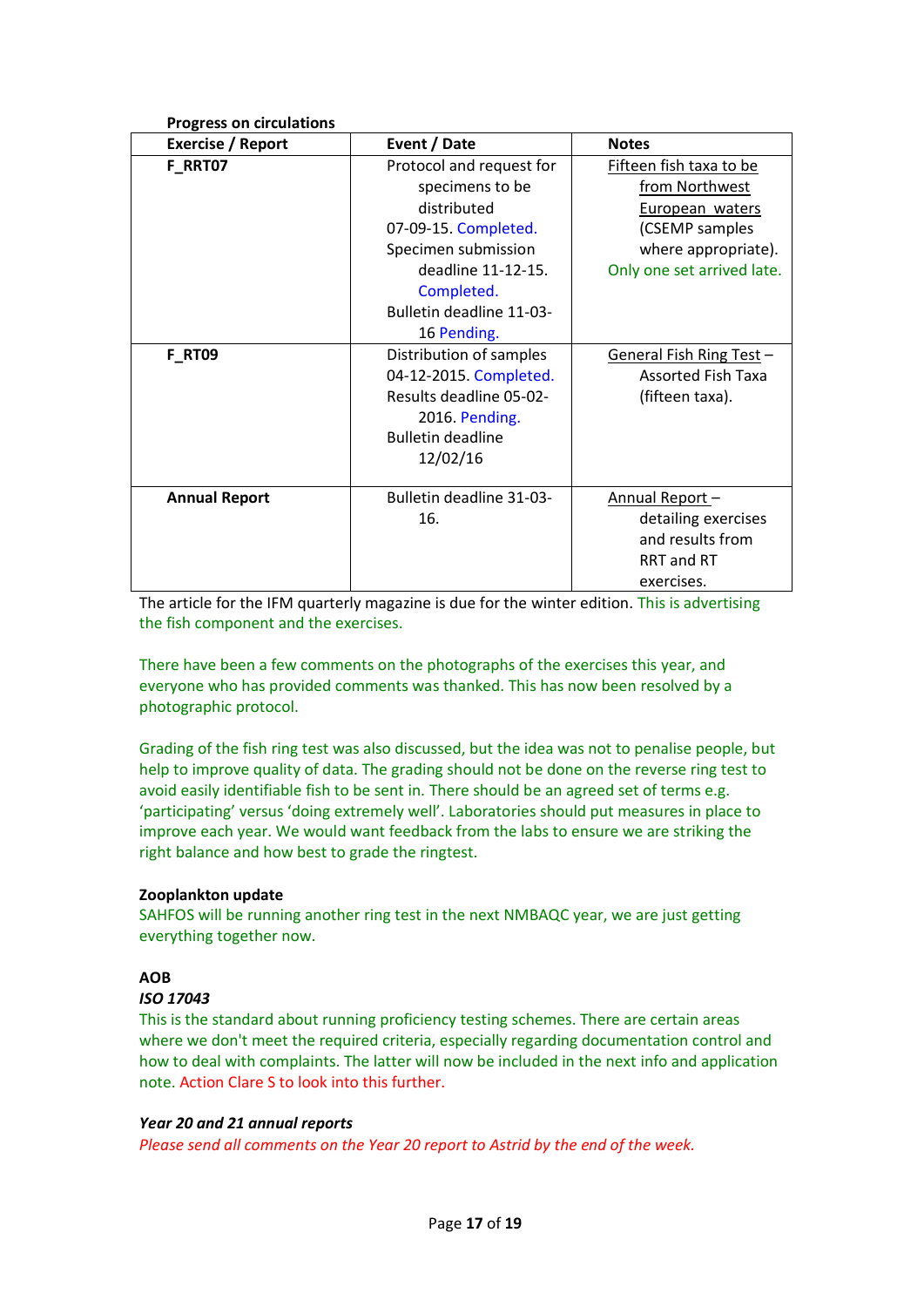**Progress on circulations**

| Exercise / Report | Event / Date | Notes |
| --- | --- | --- |
| **F_RRT07** | Protocol and request for specimens to be distributed 07-09-15. Completed. Specimen submission deadline 11-12-15. Completed. Bulletin deadline 11-03-16 Pending. | Fifteen fish taxa to be from Northwest European waters (CSEMP samples where appropriate). Only one set arrived late. |
| **F_RT09** | Distribution of samples 04-12-2015. Completed. Results deadline 05-02-2016. Pending. Bulletin deadline 12/02/16 | General Fish Ring Test – Assorted Fish Taxa (fifteen taxa). |
| **Annual Report** | Bulletin deadline 31-03-16. | Annual Report – detailing exercises and results from RRT and RT exercises. |

The article for the IFM quarterly magazine is due for the winter edition. This is advertising the fish component and the exercises.

There have been a few comments on the photographs of the exercises this year, and everyone who has provided comments was thanked. This has now been resolved by a photographic protocol.

Grading of the fish ring test was also discussed, but the idea was not to penalise people, but help to improve quality of data. The grading should not be done on the reverse ring test to avoid easily identifiable fish to be sent in. There should be an agreed set of terms e.g. 'participating' versus 'doing extremely well'. Laboratories should put measures in place to improve each year. We would want feedback from the labs to ensure we are striking the right balance and how best to grade the ringtest.

**Zooplankton update**

SAHFOS will be running another ring test in the next NMBAQC year, we are just getting everything together now.

**AOB**

***ISO 17043***

This is the standard about running proficiency testing schemes. There are certain areas where we don't meet the required criteria, especially regarding documentation control and how to deal with complaints. The latter will now be included in the next info and application note. Action Clare S to look into this further.

***Year 20 and 21 annual reports***

*Please send all comments on the Year 20 report to Astrid by the end of the week.*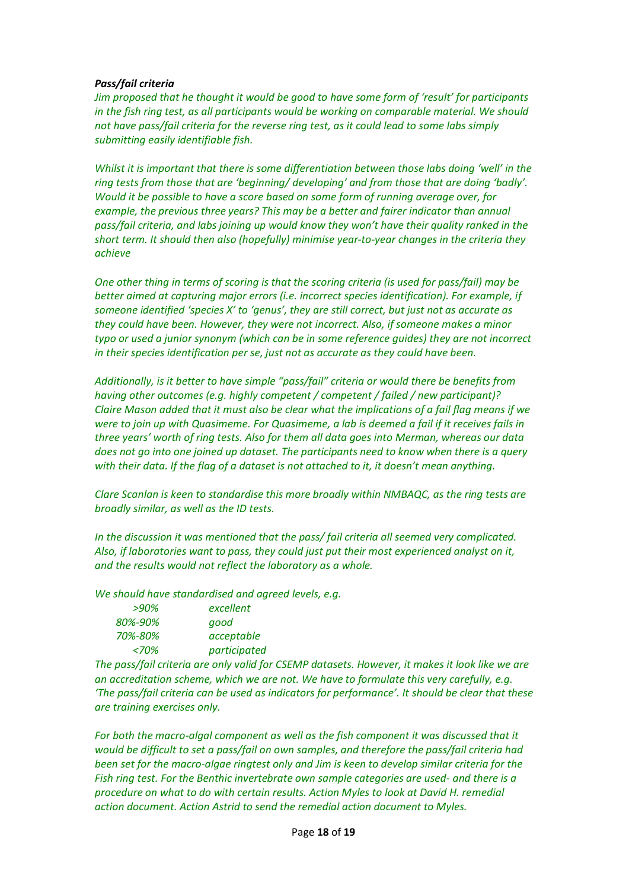***Pass/fail criteria***

*Jim proposed that he thought it would be good to have some form of 'result' for participants in the fish ring test, as all participants would be working on comparable material. We should not have pass/fail criteria for the reverse ring test, as it could lead to some labs simply submitting easily identifiable fish.*

*Whilst it is important that there is some differentiation between those labs doing 'well' in the ring tests from those that are 'beginning/ developing' and from those that are doing 'badly'. Would it be possible to have a score based on some form of running average over, for example, the previous three years? This may be a better and fairer indicator than annual pass/fail criteria, and labs joining up would know they won't have their quality ranked in the short term. It should then also (hopefully) minimise year-to-year changes in the criteria they achieve*

*One other thing in terms of scoring is that the scoring criteria (is used for pass/fail) may be better aimed at capturing major errors (i.e. incorrect species identification). For example, if someone identified 'species X' to 'genus', they are still correct, but just not as accurate as they could have been. However, they were not incorrect. Also, if someone makes a minor typo or used a junior synonym (which can be in some reference guides) they are not incorrect in their species identification per se, just not as accurate as they could have been.*

*Additionally, is it better to have simple "pass/fail" criteria or would there be benefits from having other outcomes (e.g. highly competent / competent / failed / new participant)? Claire Mason added that it must also be clear what the implications of a fail flag means if we were to join up with Quasimeme. For Quasimeme, a lab is deemed a fail if it receives fails in three years' worth of ring tests. Also for them all data goes into Merman, whereas our data does not go into one joined up dataset. The participants need to know when there is a query with their data. If the flag of a dataset is not attached to it, it doesn't mean anything.*

*Clare Scanlan is keen to standardise this more broadly within NMBAQC, as the ring tests are broadly similar, as well as the ID tests.*

*In the discussion it was mentioned that the pass/ fail criteria all seemed very complicated. Also, if laboratories want to pass, they could just put their most experienced analyst on it, and the results would not reflect the laboratory as a whole.*

*We should have standardised and agreed levels, e.g.*

| | |
|---|---|
| *>90%* | *excellent* |
| *80%-90%* | *good* |
| *70%-80%* | *acceptable* |
| *<70%* | *participated* |

*The pass/fail criteria are only valid for CSEMP datasets. However, it makes it look like we are an accreditation scheme, which we are not. We have to formulate this very carefully, e.g. 'The pass/fail criteria can be used as indicators for performance'. It should be clear that these are training exercises only.*

*For both the macro-algal component as well as the fish component it was discussed that it would be difficult to set a pass/fail on own samples, and therefore the pass/fail criteria had been set for the macro-algae ringtest only and Jim is keen to develop similar criteria for the Fish ring test. For the Benthic invertebrate own sample categories are used- and there is a procedure on what to do with certain results. Action Myles to look at David H. remedial action document. Action Astrid to send the remedial action document to Myles.*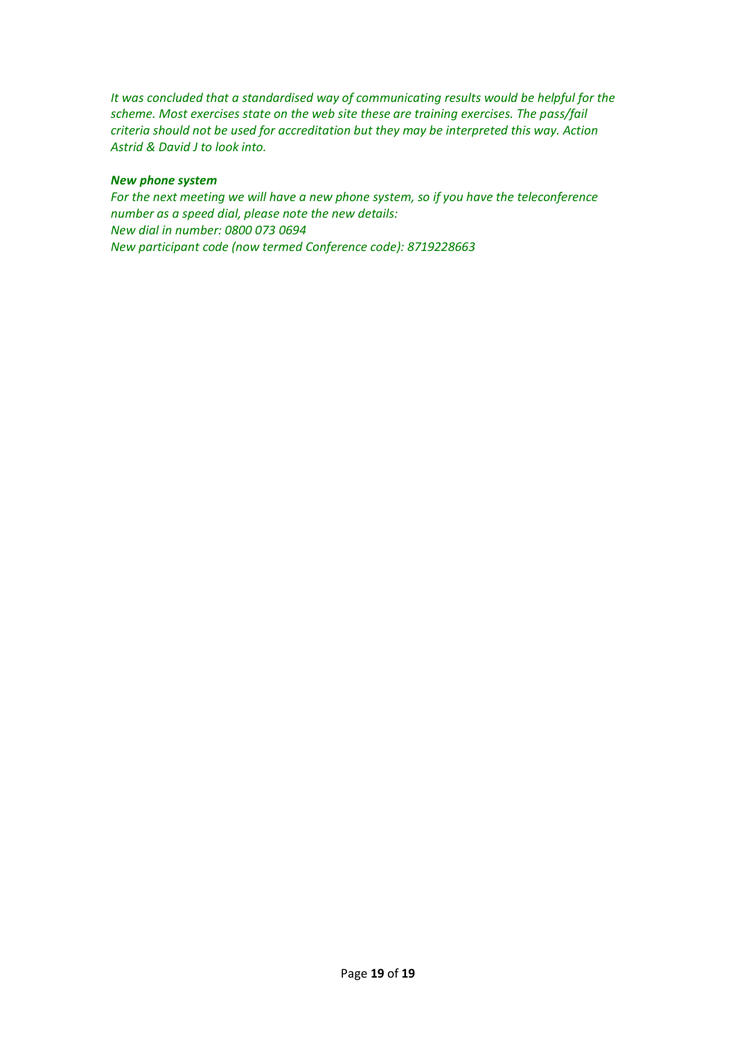*It was concluded that a standardised way of communicating results would be helpful for the scheme. Most exercises state on the web site these are training exercises. The pass/fail criteria should not be used for accreditation but they may be interpreted this way. Action Astrid & David J to look into.*

***New phone system***

*For the next meeting we will have a new phone system, so if you have the teleconference number as a speed dial, please note the new details:*
*New dial in number: 0800 073 0694*
*New participant code (now termed Conference code): 8719228663*